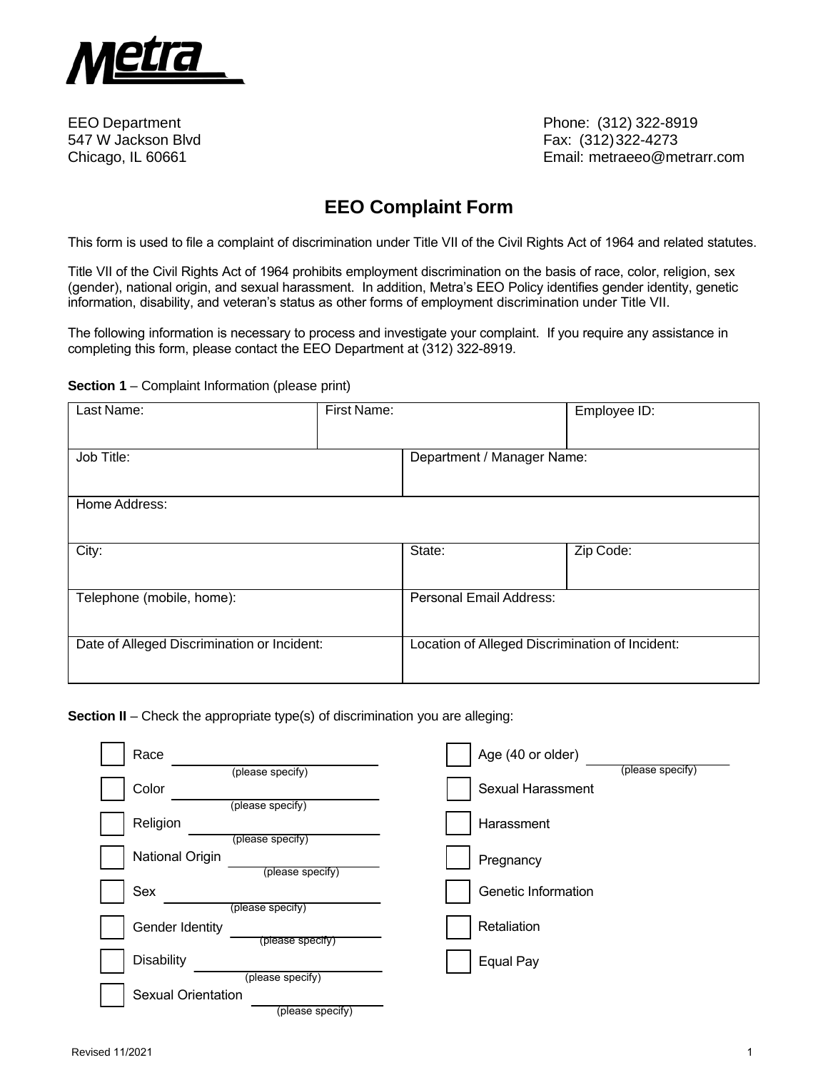Metra

EEO Department
547 W Jackson Blvd
Chicago, IL 60661

Phone: (312) 322-8919
Fax: (312) 322-4273
Email: metraeeo@metrarr.com

# EEO Complaint Form

This form is used to file a complaint of discrimination under Title VII of the Civil Rights Act of 1964 and related statutes.

Title VII of the Civil Rights Act of 1964 prohibits employment discrimination on the basis of race, color, religion, sex (gender), national origin, and sexual harassment. In addition, Metra's EEO Policy identifies gender identity, genetic information, disability, and veteran's status as other forms of employment discrimination under Title VII.

The following information is necessary to process and investigate your complaint. If you require any assistance in completing this form, please contact the EEO Department at (312) 322-8919.

**Section 1** – Complaint Information (please print)

| Last Name: | First Name: | Employee ID: |
|---|---|---|
| Job Title: | Department / Manager Name: | |
| Home Address: | | |
| City: | State: | Zip Code: |
| Telephone (mobile, home): | Personal Email Address: | |
| Date of Alleged Discrimination or Incident: | Location of Alleged Discrimination of Incident: | |

**Section II** – Check the appropriate type(s) of discrimination you are alleging:

- ☐ Race ____________ (please specify)
- ☐ Color ____________ (please specify)
- ☐ Religion ____________ (please specify)
- ☐ National Origin ____________ (please specify)
- ☐ Sex ____________ (please specify)
- ☐ Gender Identity ____________ (please specify)
- ☐ Disability ____________ (please specify)
- ☐ Sexual Orientation ____________ (please specify)
- ☐ Age (40 or older) ____________ (please specify)
- ☐ Sexual Harassment
- ☐ Harassment
- ☐ Pregnancy
- ☐ Genetic Information
- ☐ Retaliation
- ☐ Equal Pay

Revised 11/2021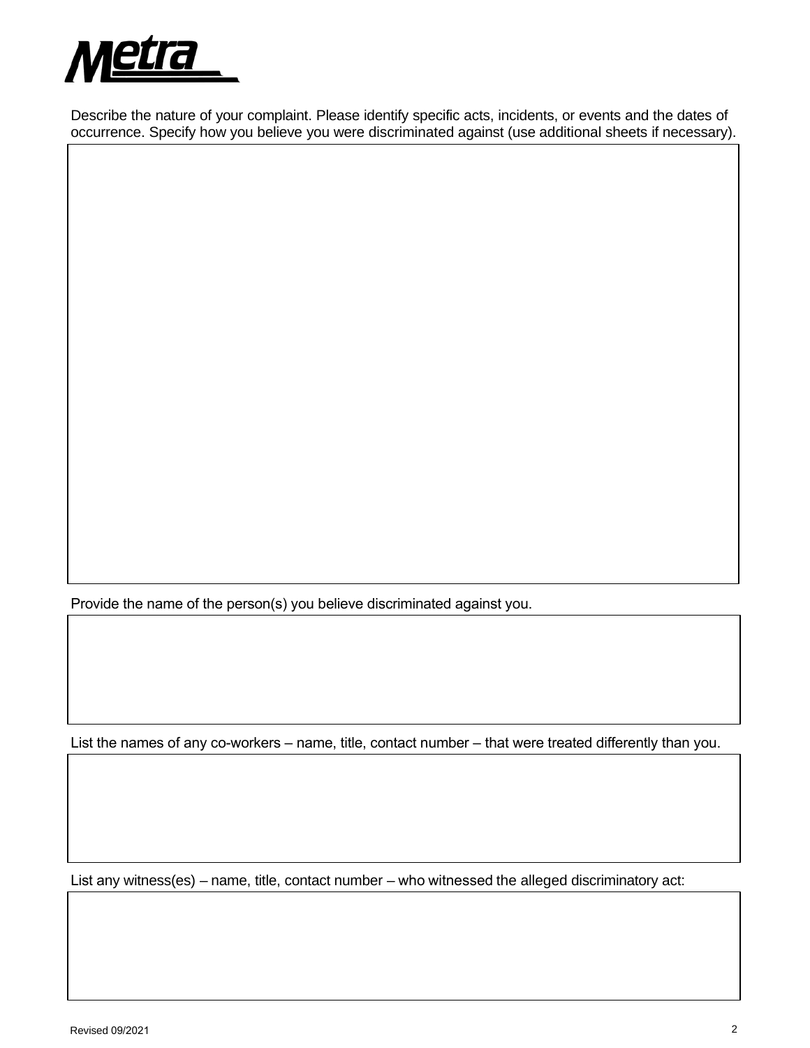Describe the nature of your complaint. Please identify specific acts, incidents, or events and the dates of occurrence. Specify how you believe you were discriminated against (use additional sheets if necessary).

Provide the name of the person(s) you believe discriminated against you.

List the names of any co-workers – name, title, contact number – that were treated differently than you.

List any witness(es) – name, title, contact number – who witnessed the alleged discriminatory act:

Revised 09/2021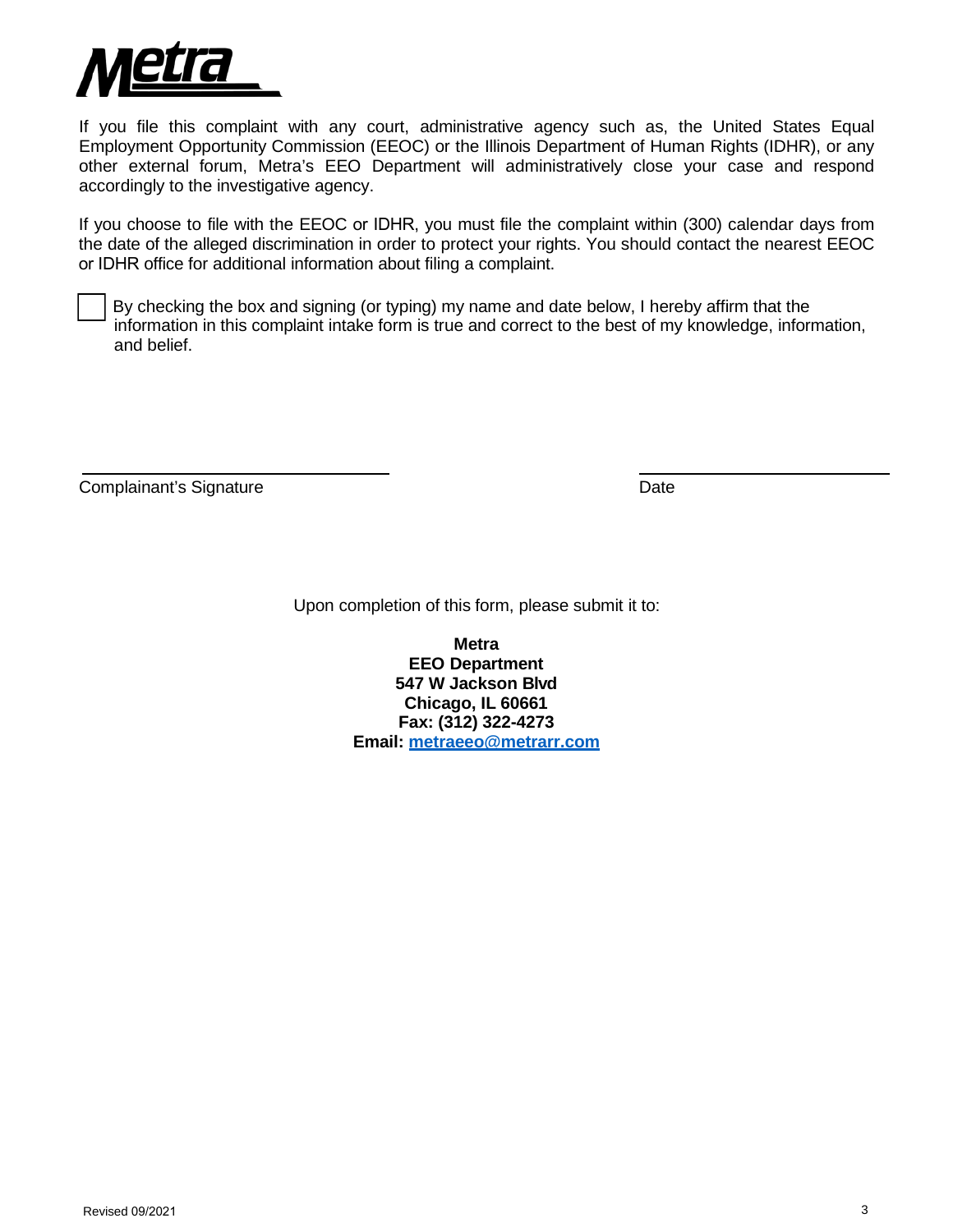Metra

If you file this complaint with any court, administrative agency such as, the United States Equal Employment Opportunity Commission (EEOC) or the Illinois Department of Human Rights (IDHR), or any other external forum, Metra's EEO Department will administratively close your case and respond accordingly to the investigative agency.

If you choose to file with the EEOC or IDHR, you must file the complaint within (300) calendar days from the date of the alleged discrimination in order to protect your rights. You should contact the nearest EEOC or IDHR office for additional information about filing a complaint.

☐ By checking the box and signing (or typing) my name and date below, I hereby affirm that the information in this complaint intake form is true and correct to the best of my knowledge, information, and belief.

______________________________ ______________________________

Complainant's Signature Date

Upon completion of this form, please submit it to:

**Metra**
**EEO Department**
**547 W Jackson Blvd**
**Chicago, IL 60661**
**Fax: (312) 322-4273**
**Email: metraeeo@metrarr.com**

Revised 09/2021